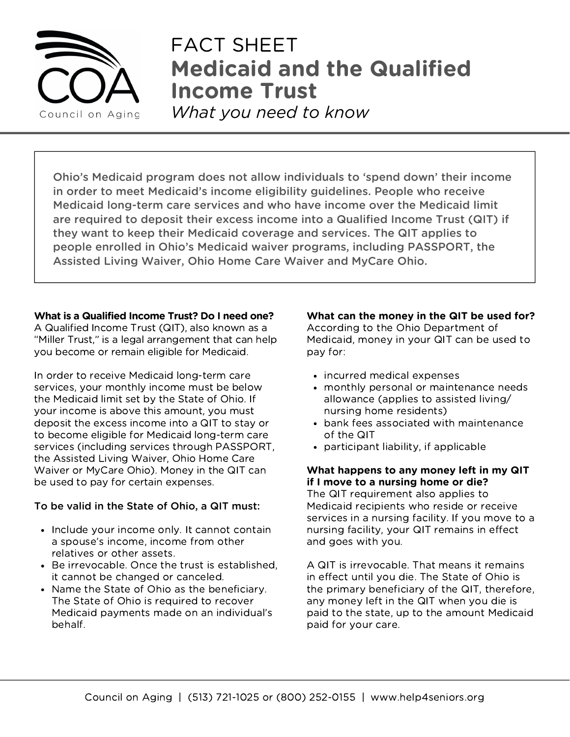# FACT SHEET

## Medicaid and the Qualified Income Trust

*What you need to know*

**Ohio's Medicaid program does not allow individuals to 'spend down' their income in order to meet Medicaid's income eligibility guidelines. People who receive Medicaid long-term care services and who have income over the Medicaid limit are required to deposit their excess income into a Qualified Income Trust (QIT) if they want to keep their Medicaid coverage and services. The QIT applies to people enrolled in Ohio's Medicaid waiver programs, including PASSPORT, the Assisted Living Waiver, Ohio Home Care Waiver and MyCare Ohio.**

**What is a Qualified Income Trust? Do I need one?**

A Qualified Income Trust (QIT), also known as a "Miller Trust," is a legal arrangement that can help you become or remain eligible for Medicaid.

In order to receive Medicaid long-term care services, your monthly income must be below the Medicaid limit set by the State of Ohio. If your income is above this amount, you must deposit the excess income into a QIT to stay or to become eligible for Medicaid long-term care services (including services through PASSPORT, the Assisted Living Waiver, Ohio Home Care Waiver or MyCare Ohio). Money in the QIT can be used to pay for certain expenses.

**To be valid in the State of Ohio, a QIT must:**

- Include your income only. It cannot contain a spouse's income, income from other relatives or other assets.
- Be irrevocable. Once the trust is established, it cannot be changed or canceled.
- Name the State of Ohio as the beneficiary. The State of Ohio is required to recover Medicaid payments made on an individual's behalf.

**What can the money in the QIT be used for?**

According to the Ohio Department of Medicaid, money in your QIT can be used to pay for:

- incurred medical expenses
- monthly personal or maintenance needs allowance (applies to assisted living/ nursing home residents)
- bank fees associated with maintenance of the QIT
- participant liability, if applicable

**What happens to any money left in my QIT if I move to a nursing home or die?**

The QIT requirement also applies to Medicaid recipients who reside or receive services in a nursing facility. If you move to a nursing facility, your QIT remains in effect and goes with you.

A QIT is irrevocable. That means it remains in effect until you die. The State of Ohio is the primary beneficiary of the QIT, therefore, any money left in the QIT when you die is paid to the state, up to the amount Medicaid paid for your care.

Council on Aging | (513) 721-1025 or (800) 252-0155 | www.help4seniors.org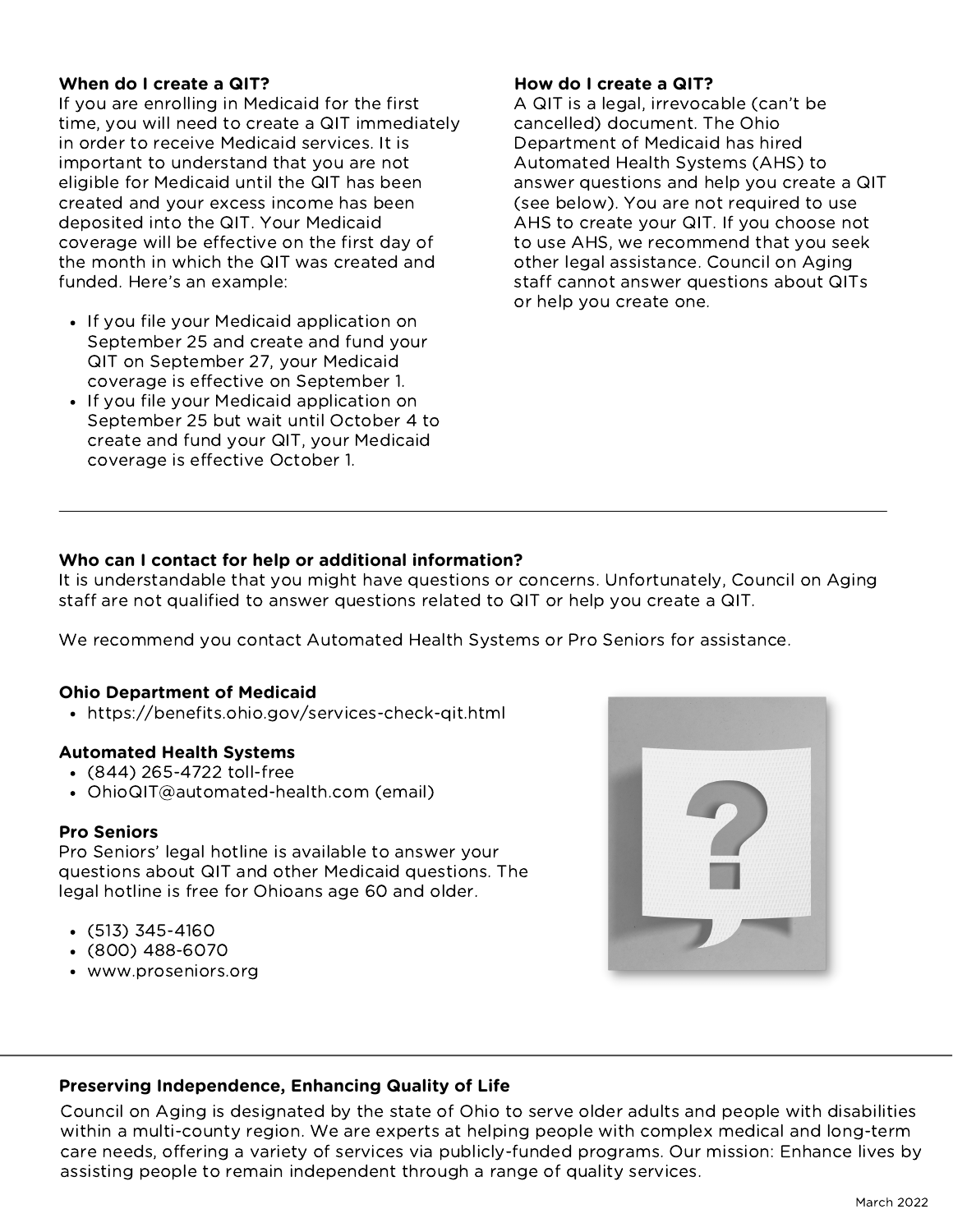### When do I create a QIT?

If you are enrolling in Medicaid for the first time, you will need to create a QIT immediately in order to receive Medicaid services. It is important to understand that you are not eligible for Medicaid until the QIT has been created and your excess income has been deposited into the QIT. Your Medicaid coverage will be effective on the first day of the month in which the QIT was created and funded. Here's an example:

- If you file your Medicaid application on September 25 and create and fund your QIT on September 27, your Medicaid coverage is effective on September 1.
- If you file your Medicaid application on September 25 but wait until October 4 to create and fund your QIT, your Medicaid coverage is effective October 1.

### How do I create a QIT?

A QIT is a legal, irrevocable (can't be cancelled) document. The Ohio Department of Medicaid has hired Automated Health Systems (AHS) to answer questions and help you create a QIT (see below). You are not required to use AHS to create your QIT. If you choose not to use AHS, we recommend that you seek other legal assistance. Council on Aging staff cannot answer questions about QITs or help you create one.

---

### Who can I contact for help or additional information?

It is understandable that you might have questions or concerns. Unfortunately, Council on Aging staff are not qualified to answer questions related to QIT or help you create a QIT.

We recommend you contact Automated Health Systems or Pro Seniors for assistance.

**Ohio Department of Medicaid**

- https://benefits.ohio.gov/services-check-qit.html

**Automated Health Systems**

- (844) 265-4722 toll-free
- OhioQIT@automated-health.com (email)

**Pro Seniors**

Pro Seniors' legal hotline is available to answer your questions about QIT and other Medicaid questions. The legal hotline is free for Ohioans age 60 and older.

- (513) 345-4160
- (800) 488-6070
- www.proseniors.org

---

**Preserving Independence, Enhancing Quality of Life**

Council on Aging is designated by the state of Ohio to serve older adults and people with disabilities within a multi-county region. We are experts at helping people with complex medical and long-term care needs, offering a variety of services via publicly-funded programs. Our mission: Enhance lives by assisting people to remain independent through a range of quality services.

March 2022